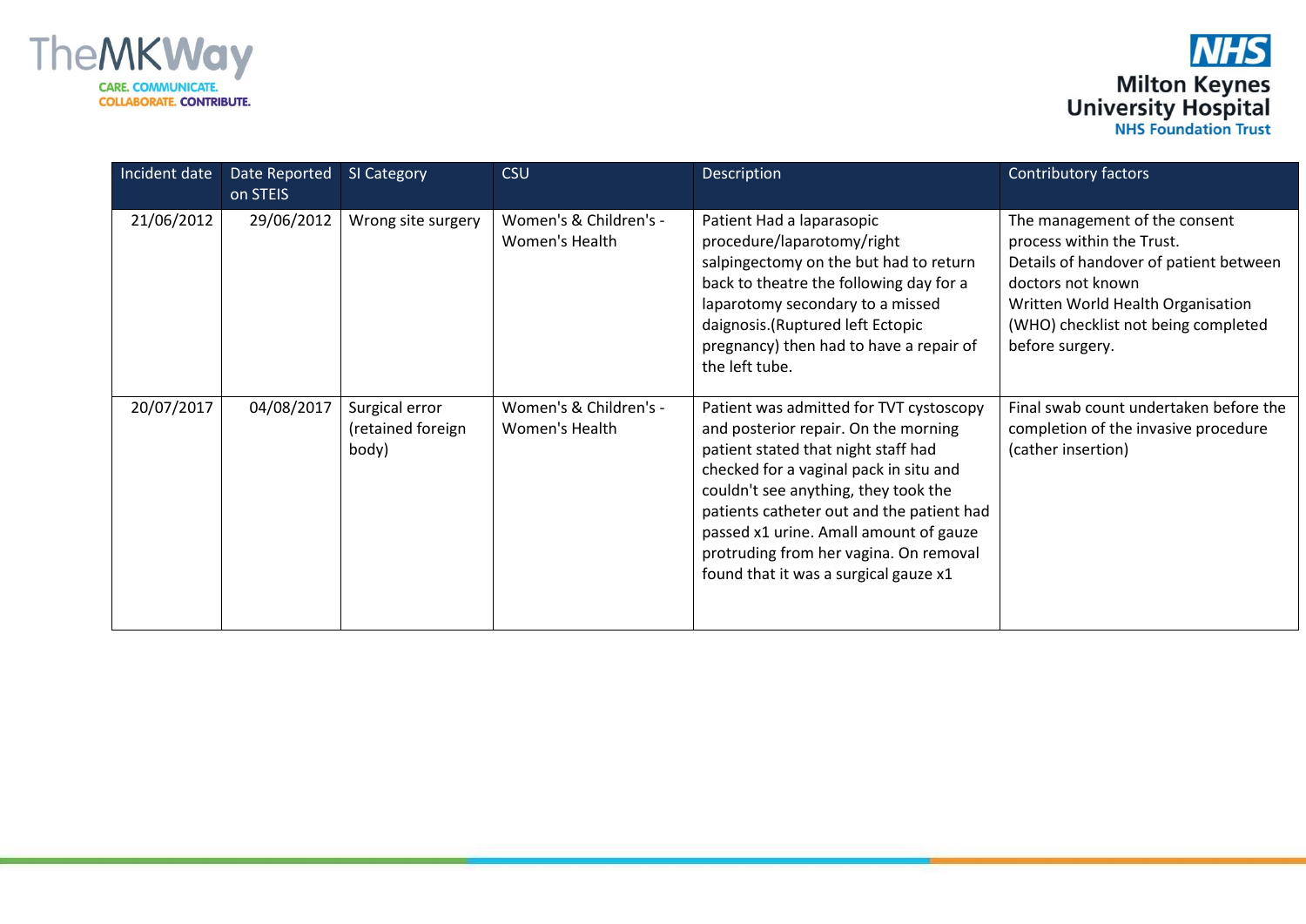| Incident date | Date Reported on STEIS | SI Category | CSU | Description | Contributory factors |
|---|---|---|---|---|---|
| 21/06/2012 | 29/06/2012 | Wrong site surgery | Women's & Children's - Women's Health | Patient Had a laparasopic procedure/laparotomy/right salpingectomy on the but had to return back to theatre the following day for a laparotomy secondary to a missed daignosis.(Ruptured left Ectopic pregnancy) then had to have a repair of the left tube. | The management of the consent process within the Trust.<br>Details of handover of patient between doctors not known<br>Written World Health Organisation (WHO) checklist not being completed before surgery. |
| 20/07/2017 | 04/08/2017 | Surgical error (retained foreign body) | Women's & Children's - Women's Health | Patient was admitted for TVT cystoscopy and posterior repair. On the morning patient stated that night staff had checked for a vaginal pack in situ and couldn't see anything, they took the patients catheter out and the patient had passed x1 urine. Amall amount of gauze protruding from her vagina. On removal found that it was a surgical gauze x1 | Final swab count undertaken before the completion of the invasive procedure (cather insertion) |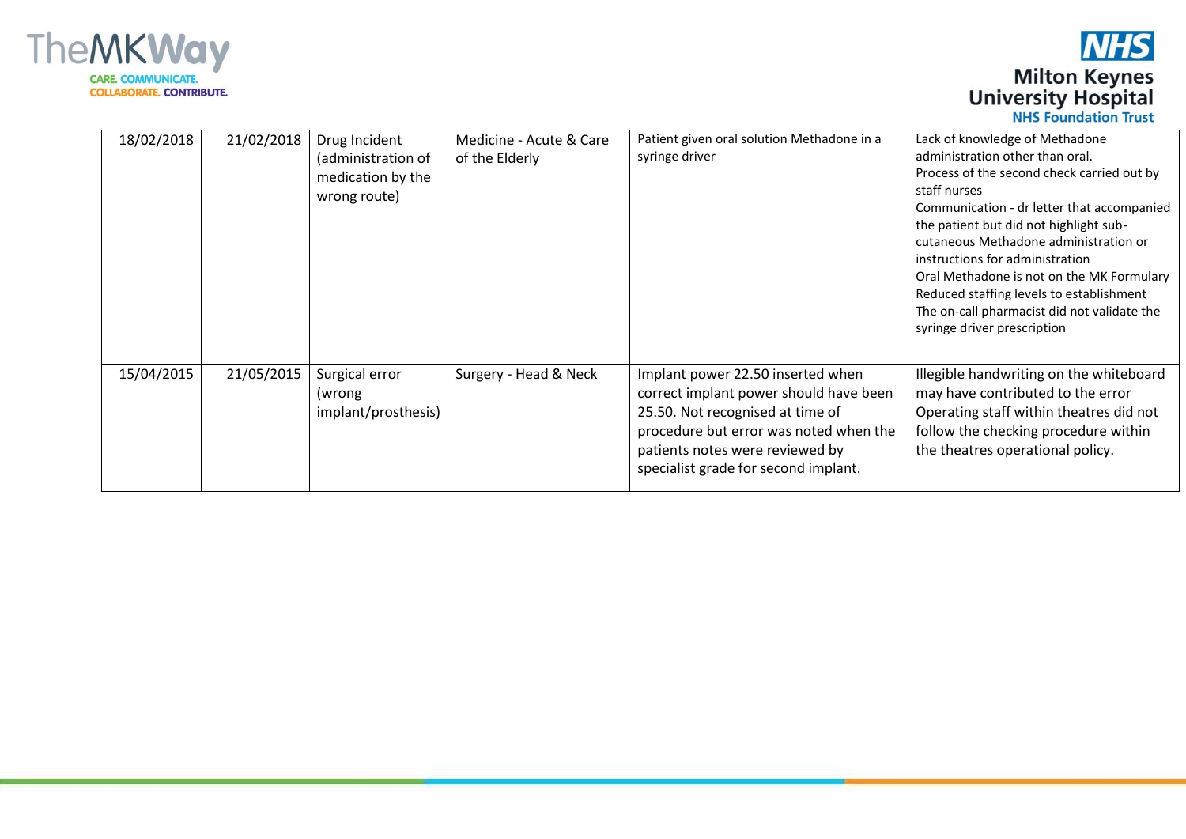| | | | | | |
|---|---|---|---|---|---|
| 18/02/2018 | 21/02/2018 | Drug Incident (administration of medication by the wrong route) | Medicine - Acute & Care of the Elderly | Patient given oral solution Methadone in a syringe driver | Lack of knowledge of Methadone administration other than oral.<br>Process of the second check carried out by staff nurses<br>Communication - dr letter that accompanied the patient but did not highlight sub-cutaneous Methadone administration or instructions for administration<br>Oral Methadone is not on the MK Formulary<br>Reduced staffing levels to establishment<br>The on-call pharmacist did not validate the syringe driver prescription |
| 15/04/2015 | 21/05/2015 | Surgical error (wrong implant/prosthesis) | Surgery - Head & Neck | Implant power 22.50 inserted when correct implant power should have been 25.50. Not recognised at time of procedure but error was noted when the patients notes were reviewed by specialist grade for second implant. | Illegible handwriting on the whiteboard may have contributed to the error<br>Operating staff within theatres did not follow the checking procedure within the theatres operational policy. |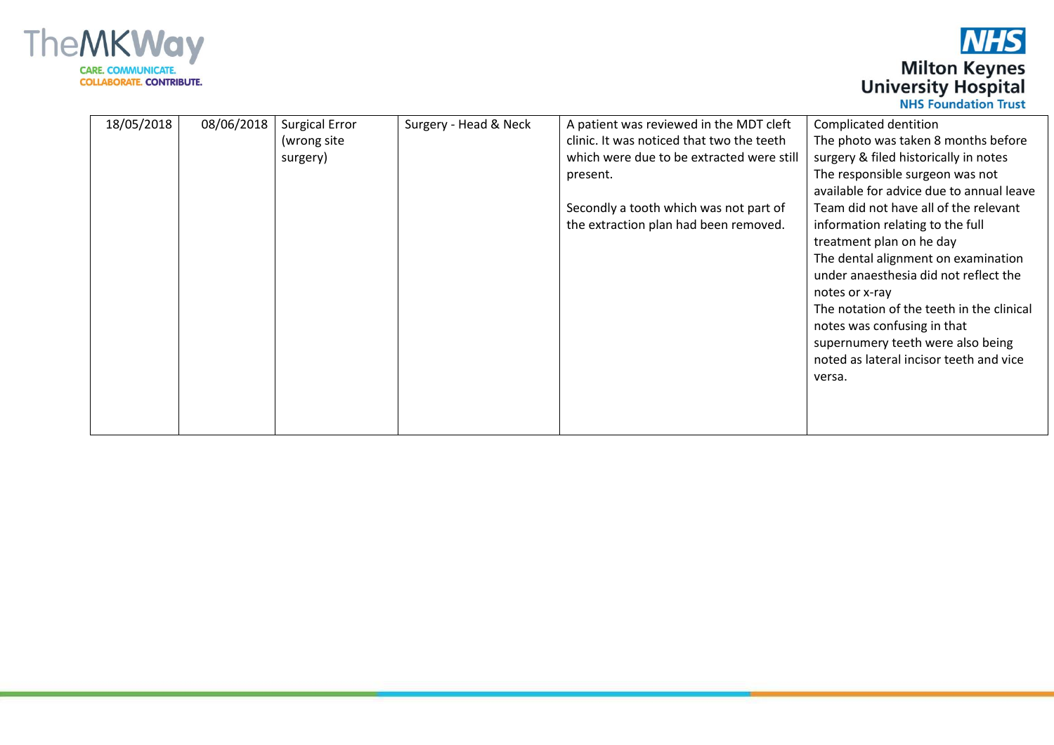| | | | | | |
|---|---|---|---|---|---|
| 18/05/2018 | 08/06/2018 | Surgical Error (wrong site surgery) | Surgery - Head & Neck | A patient was reviewed in the MDT cleft clinic. It was noticed that two the teeth which were due to be extracted were still present.<br><br>Secondly a tooth which was not part of the extraction plan had been removed. | Complicated dentition<br>The photo was taken 8 months before surgery & filed historically in notes<br>The responsible surgeon was not available for advice due to annual leave<br>Team did not have all of the relevant information relating to the full treatment plan on he day<br>The dental alignment on examination under anaesthesia did not reflect the notes or x-ray<br>The notation of the teeth in the clinical notes was confusing in that supernumery teeth were also being noted as lateral incisor teeth and vice versa. |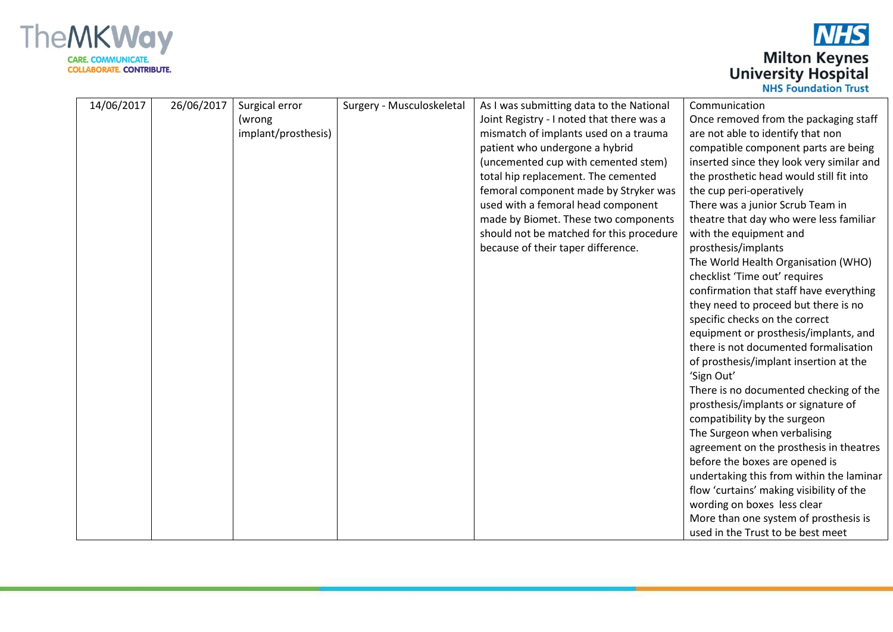| | | | | | |
|---|---|---|---|---|---|
| 14/06/2017 | 26/06/2017 | Surgical error (wrong implant/prosthesis) | Surgery - Musculoskeletal | As I was submitting data to the National Joint Registry - I noted that there was a mismatch of implants used on a trauma patient who undergone a hybrid (uncemented cup with cemented stem) total hip replacement. The cemented femoral component made by Stryker was used with a femoral head component made by Biomet. These two components should not be matched for this procedure because of their taper difference. | Communication<br>Once removed from the packaging staff are not able to identify that non compatible component parts are being inserted since they look very similar and the prosthetic head would still fit into the cup peri-operatively<br>There was a junior Scrub Team in theatre that day who were less familiar with the equipment and prosthesis/implants<br>The World Health Organisation (WHO) checklist 'Time out' requires confirmation that staff have everything they need to proceed but there is no specific checks on the correct equipment or prosthesis/implants, and there is not documented formalisation of prosthesis/implant insertion at the 'Sign Out'<br>There is no documented checking of the prosthesis/implants or signature of compatibility by the surgeon<br>The Surgeon when verbalising agreement on the prosthesis in theatres before the boxes are opened is undertaking this from within the laminar flow 'curtains' making visibility of the wording on boxes less clear<br>More than one system of prosthesis is used in the Trust to be best meet |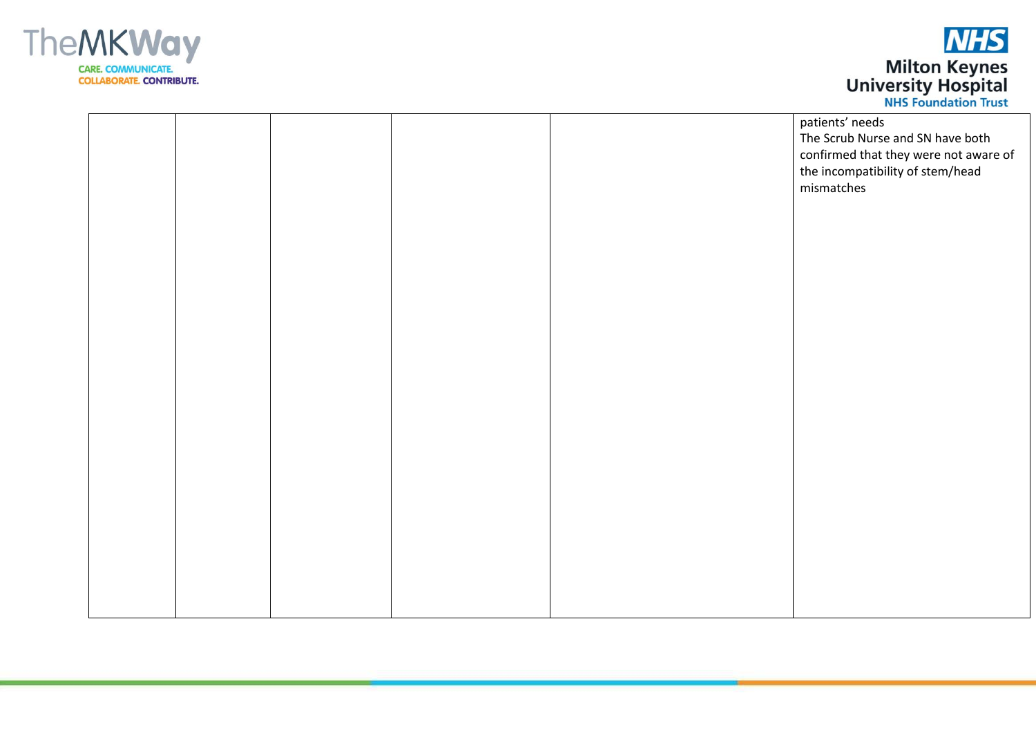| | | | | | |
|---|---|---|---|---|---|
| | | | | | patients' needs<br>The Scrub Nurse and SN have both confirmed that they were not aware of the incompatibility of stem/head mismatches |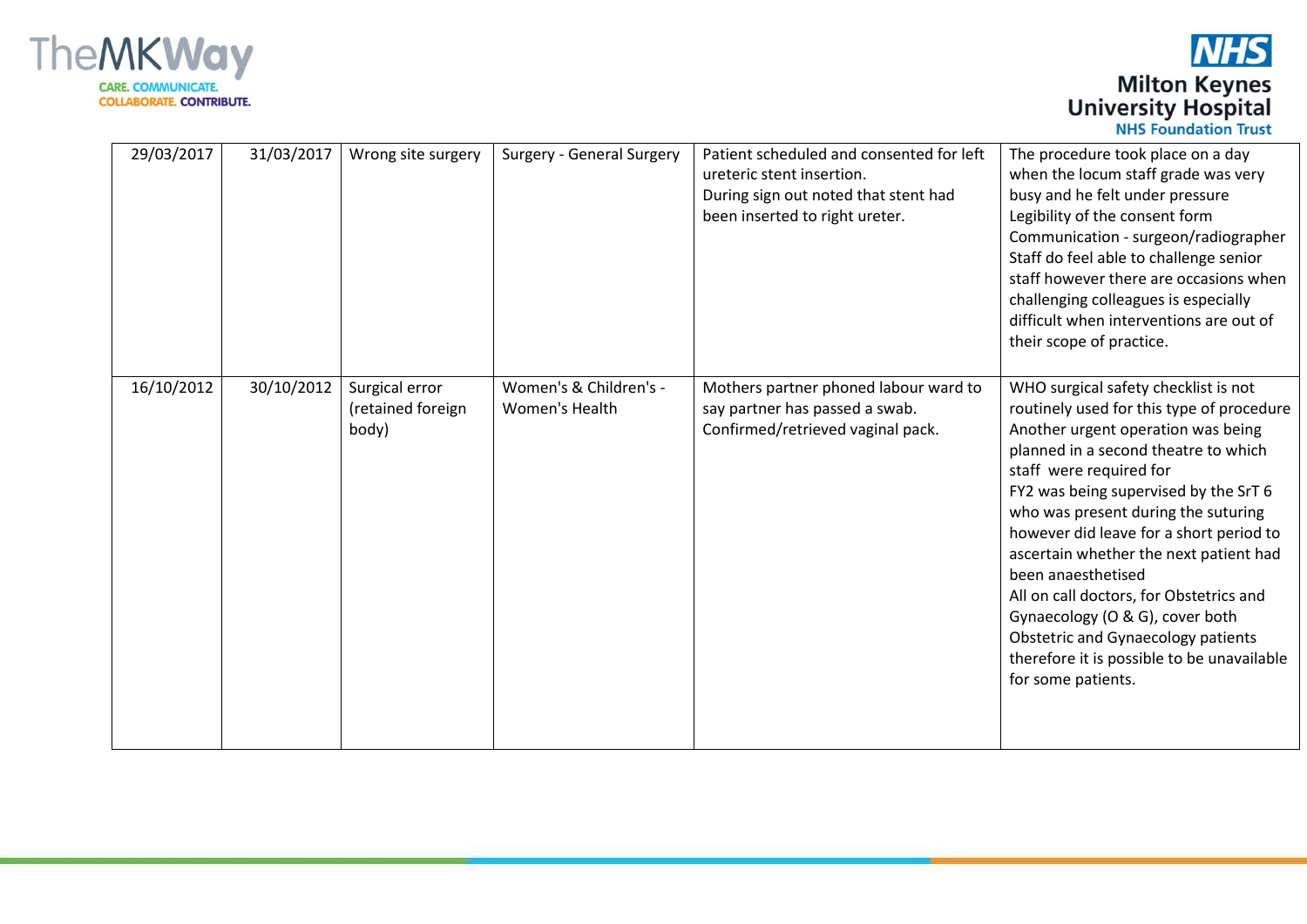| | | | | | |
|---|---|---|---|---|---|
| 29/03/2017 | 31/03/2017 | Wrong site surgery | Surgery - General Surgery | Patient scheduled and consented for left ureteric stent insertion.<br>During sign out noted that stent had been inserted to right ureter. | The procedure took place on a day when the locum staff grade was very busy and he felt under pressure<br>Legibility of the consent form<br>Communication - surgeon/radiographer<br>Staff do feel able to challenge senior staff however there are occasions when challenging colleagues is especially difficult when interventions are out of their scope of practice. |
| 16/10/2012 | 30/10/2012 | Surgical error (retained foreign body) | Women's & Children's - Women's Health | Mothers partner phoned labour ward to say partner has passed a swab.<br>Confirmed/retrieved vaginal pack. | WHO surgical safety checklist is not routinely used for this type of procedure<br>Another urgent operation was being planned in a second theatre to which staff were required for<br>FY2 was being supervised by the SrT 6 who was present during the suturing however did leave for a short period to ascertain whether the next patient had been anaesthetised<br>All on call doctors, for Obstetrics and Gynaecology (O & G), cover both Obstetric and Gynaecology patients therefore it is possible to be unavailable for some patients. |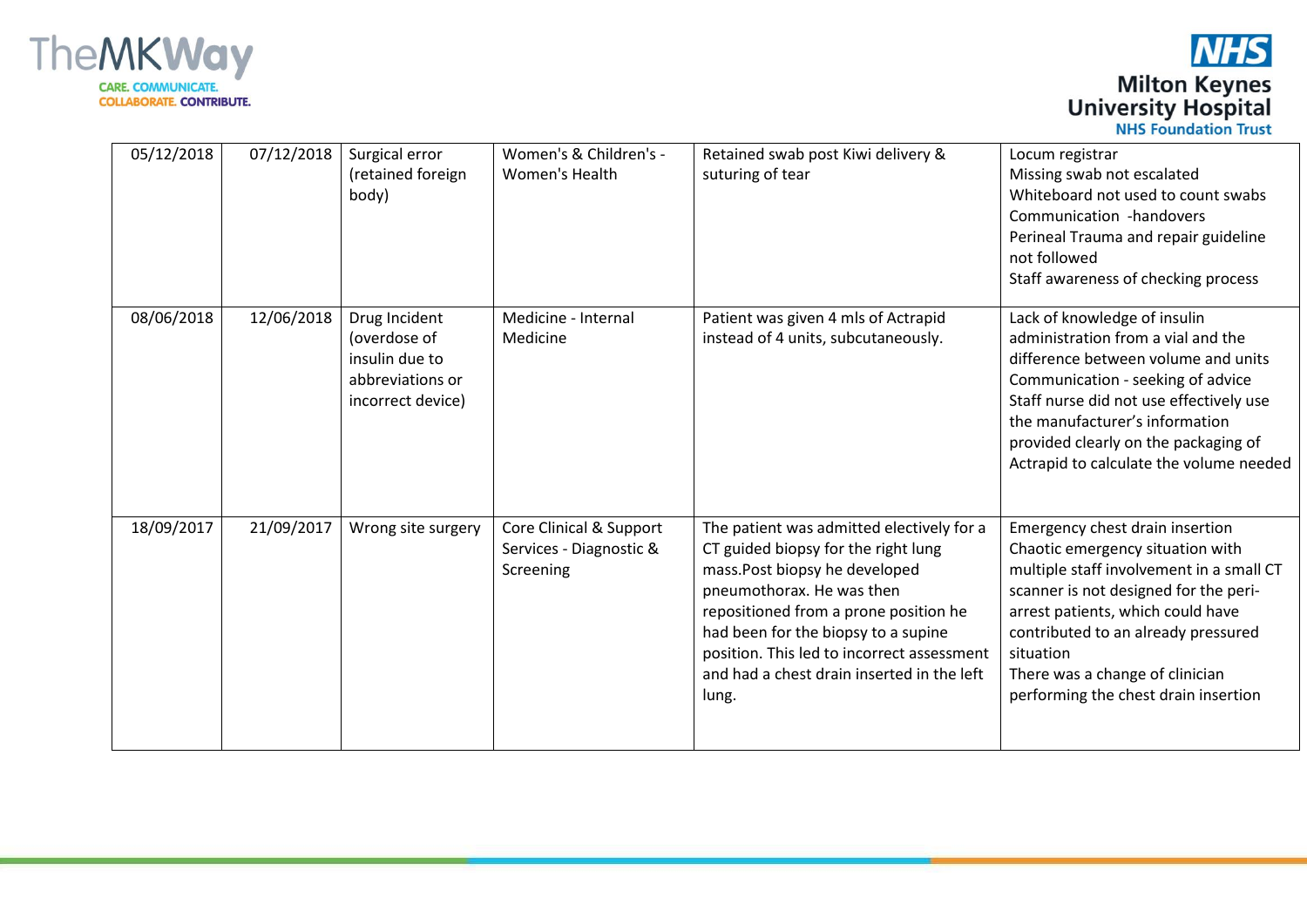| | | | | | |
|---|---|---|---|---|---|
| 05/12/2018 | 07/12/2018 | Surgical error (retained foreign body) | Women's & Children's - Women's Health | Retained swab post Kiwi delivery & suturing of tear | Locum registrar<br>Missing swab not escalated<br>Whiteboard not used to count swabs<br>Communication -handovers<br>Perineal Trauma and repair guideline not followed<br>Staff awareness of checking process |
| 08/06/2018 | 12/06/2018 | Drug Incident (overdose of insulin due to abbreviations or incorrect device) | Medicine - Internal Medicine | Patient was given 4 mls of Actrapid instead of 4 units, subcutaneously. | Lack of knowledge of insulin administration from a vial and the difference between volume and units<br>Communication - seeking of advice<br>Staff nurse did not use effectively use the manufacturer's information provided clearly on the packaging of Actrapid to calculate the volume needed |
| 18/09/2017 | 21/09/2017 | Wrong site surgery | Core Clinical & Support Services - Diagnostic & Screening | The patient was admitted electively for a CT guided biopsy for the right lung mass.Post biopsy he developed pneumothorax. He was then repositioned from a prone position he had been for the biopsy to a supine position. This led to incorrect assessment and had a chest drain inserted in the left lung. | Emergency chest drain insertion<br>Chaotic emergency situation with multiple staff involvement in a small CT scanner is not designed for the peri-arrest patients, which could have contributed to an already pressured situation<br>There was a change of clinician performing the chest drain insertion |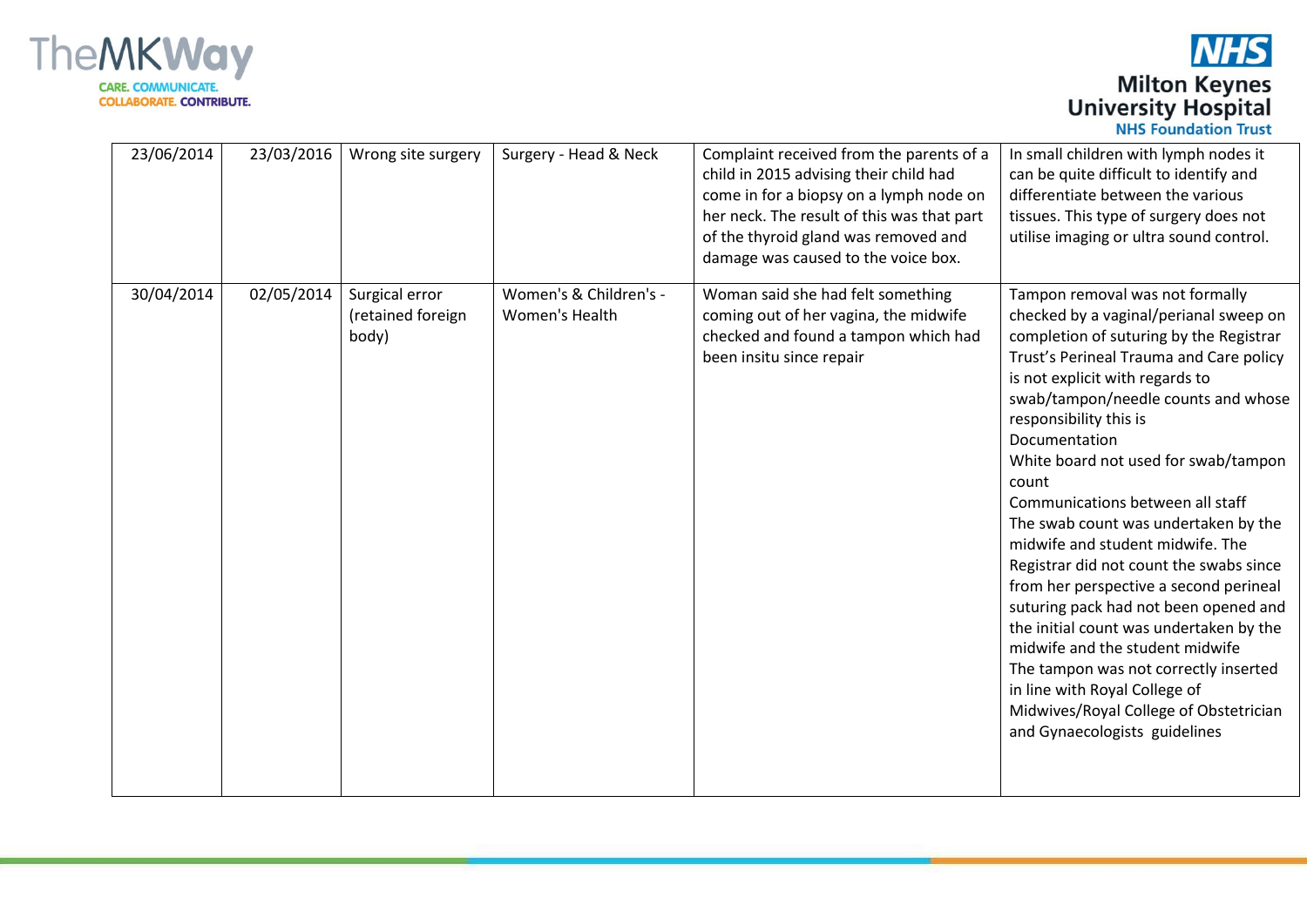| | | | | | |
|---|---|---|---|---|---|
| 23/06/2014 | 23/03/2016 | Wrong site surgery | Surgery - Head & Neck | Complaint received from the parents of a child in 2015 advising their child had come in for a biopsy on a lymph node on her neck. The result of this was that part of the thyroid gland was removed and damage was caused to the voice box. | In small children with lymph nodes it can be quite difficult to identify and differentiate between the various tissues. This type of surgery does not utilise imaging or ultra sound control. |
| 30/04/2014 | 02/05/2014 | Surgical error (retained foreign body) | Women's & Children's - Women's Health | Woman said she had felt something coming out of her vagina, the midwife checked and found a tampon which had been insitu since repair | Tampon removal was not formally checked by a vaginal/perianal sweep on completion of suturing by the Registrar Trust's Perineal Trauma and Care policy is not explicit with regards to swab/tampon/needle counts and whose responsibility this is<br>Documentation<br>White board not used for swab/tampon count<br>Communications between all staff<br>The swab count was undertaken by the midwife and student midwife. The Registrar did not count the swabs since from her perspective a second perineal suturing pack had not been opened and the initial count was undertaken by the midwife and the student midwife<br>The tampon was not correctly inserted in line with Royal College of Midwives/Royal College of Obstetrician and Gynaecologists guidelines |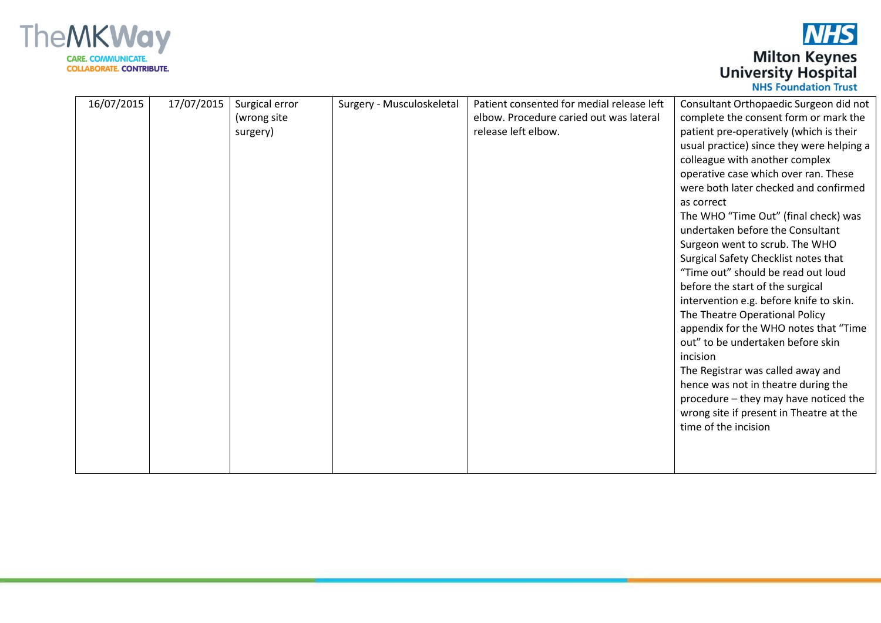| | | | | | |
|---|---|---|---|---|---|
| 16/07/2015 | 17/07/2015 | Surgical error (wrong site surgery) | Surgery - Musculoskeletal | Patient consented for medial release left elbow. Procedure caried out was lateral release left elbow. | Consultant Orthopaedic Surgeon did not complete the consent form or mark the patient pre-operatively (which is their usual practice) since they were helping a colleague with another complex operative case which over ran. These were both later checked and confirmed as correct<br>The WHO "Time Out" (final check) was undertaken before the Consultant Surgeon went to scrub. The WHO Surgical Safety Checklist notes that "Time out" should be read out loud before the start of the surgical intervention e.g. before knife to skin. The Theatre Operational Policy appendix for the WHO notes that "Time out" to be undertaken before skin incision<br>The Registrar was called away and hence was not in theatre during the procedure – they may have noticed the wrong site if present in Theatre at the time of the incision |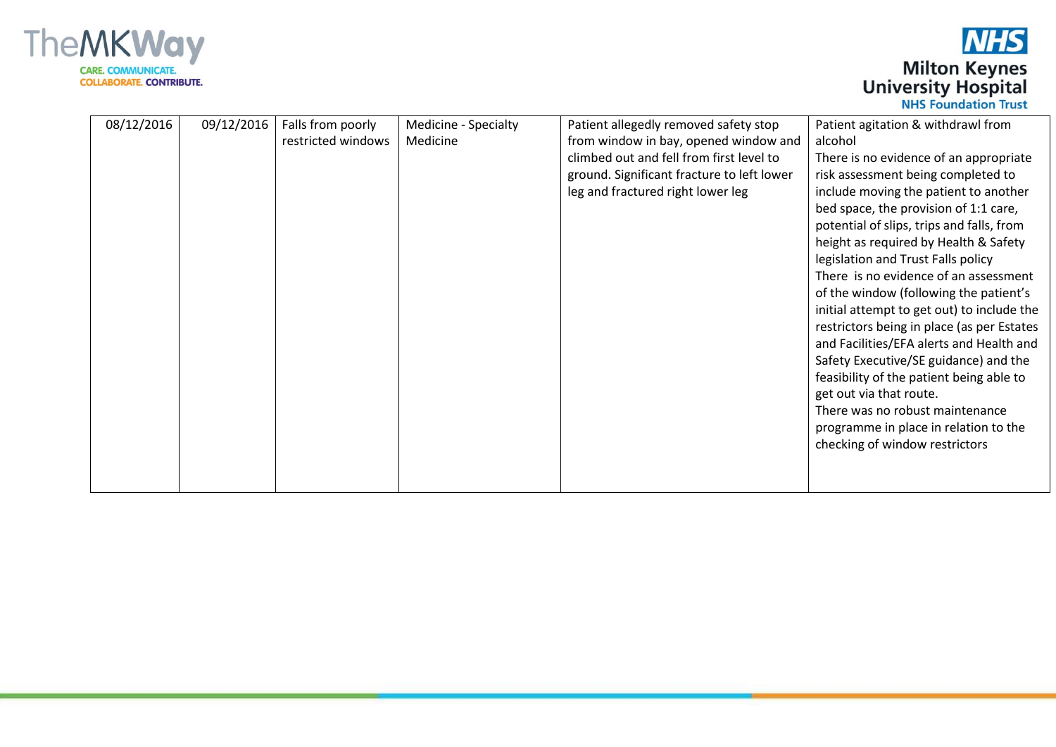| 08/12/2016 | 09/12/2016 | Falls from poorly restricted windows | Medicine - Specialty Medicine | Patient allegedly removed safety stop from window in bay, opened window and climbed out and fell from first level to ground. Significant fracture to left lower leg and fractured right lower leg | Patient agitation & withdrawl from alcohol<br>There is no evidence of an appropriate risk assessment being completed to include moving the patient to another bed space, the provision of 1:1 care, potential of slips, trips and falls, from height as required by Health & Safety legislation and Trust Falls policy<br>There is no evidence of an assessment of the window (following the patient's initial attempt to get out) to include the restrictors being in place (as per Estates and Facilities/EFA alerts and Health and Safety Executive/SE guidance) and the feasibility of the patient being able to get out via that route.<br>There was no robust maintenance programme in place in relation to the checking of window restrictors |
|---|---|---|---|---|---|